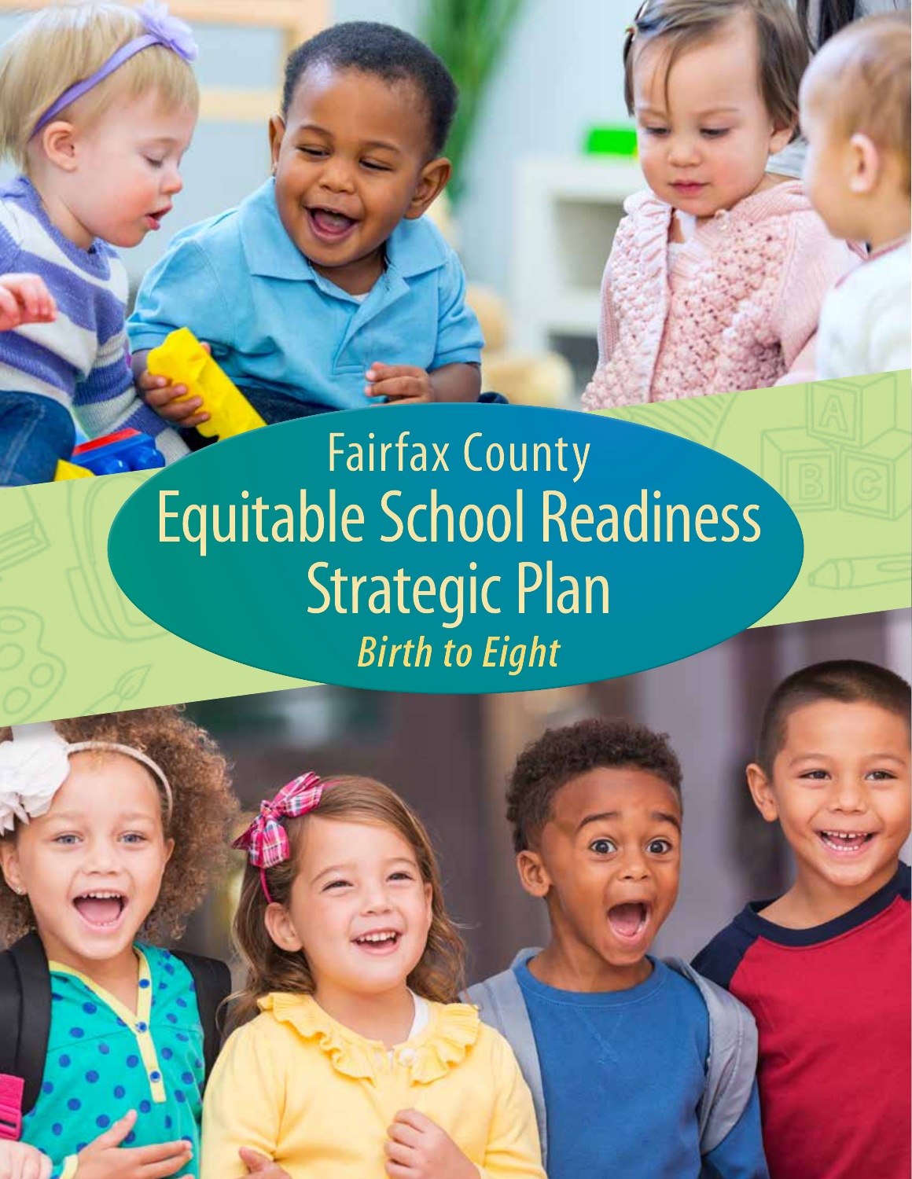# Fairfax County Equitable School Readiness Strategic Plan

*Birth to Eight*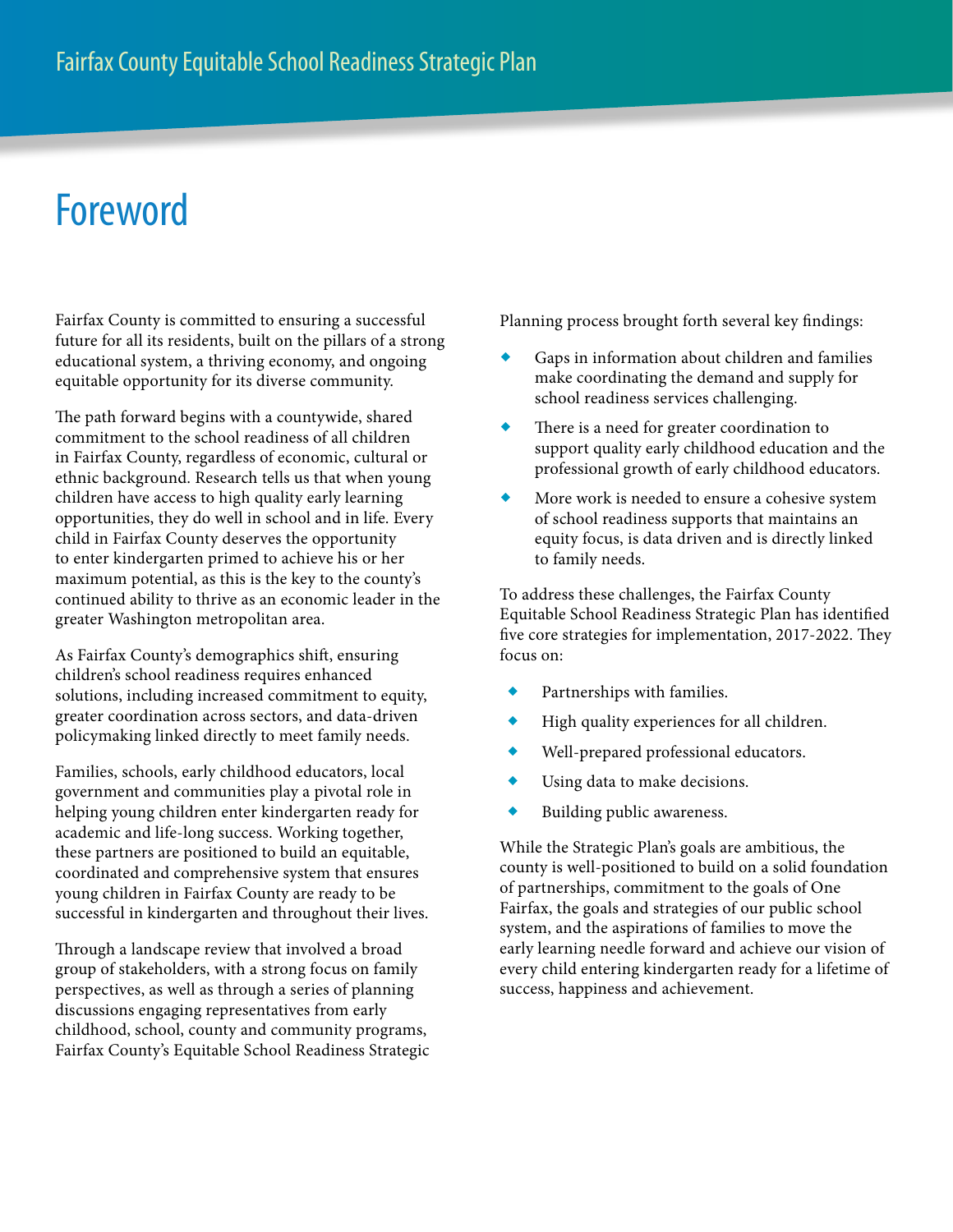# Foreword

Fairfax County is committed to ensuring a successful future for all its residents, built on the pillars of a strong educational system, a thriving economy, and ongoing equitable opportunity for its diverse community.

The path forward begins with a countywide, shared commitment to the school readiness of all children in Fairfax County, regardless of economic, cultural or ethnic background. Research tells us that when young children have access to high quality early learning opportunities, they do well in school and in life. Every child in Fairfax County deserves the opportunity to enter kindergarten primed to achieve his or her maximum potential, as this is the key to the county's continued ability to thrive as an economic leader in the greater Washington metropolitan area.

As Fairfax County's demographics shift, ensuring children's school readiness requires enhanced solutions, including increased commitment to equity, greater coordination across sectors, and data-driven policymaking linked directly to meet family needs.

Families, schools, early childhood educators, local government and communities play a pivotal role in helping young children enter kindergarten ready for academic and life-long success. Working together, these partners are positioned to build an equitable, coordinated and comprehensive system that ensures young children in Fairfax County are ready to be successful in kindergarten and throughout their lives.

Through a landscape review that involved a broad group of stakeholders, with a strong focus on family perspectives, as well as through a series of planning discussions engaging representatives from early childhood, school, county and community programs, Fairfax County's Equitable School Readiness Strategic Planning process brought forth several key findings:

- Gaps in information about children and families make coordinating the demand and supply for school readiness services challenging.
- There is a need for greater coordination to support quality early childhood education and the professional growth of early childhood educators.
- More work is needed to ensure a cohesive system of school readiness supports that maintains an equity focus, is data driven and is directly linked to family needs.

To address these challenges, the Fairfax County Equitable School Readiness Strategic Plan has identified five core strategies for implementation, 2017-2022. They focus on:

- Partnerships with families.
- High quality experiences for all children.
- Well-prepared professional educators.
- Using data to make decisions.
- Building public awareness.

While the Strategic Plan's goals are ambitious, the county is well-positioned to build on a solid foundation of partnerships, commitment to the goals of One Fairfax, the goals and strategies of our public school system, and the aspirations of families to move the early learning needle forward and achieve our vision of every child entering kindergarten ready for a lifetime of success, happiness and achievement.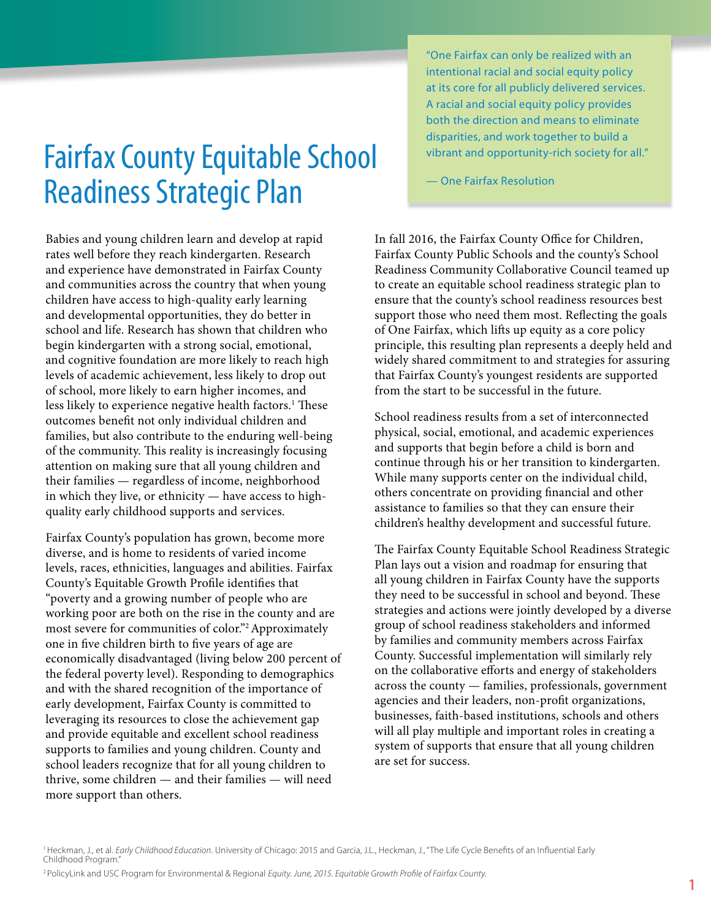# Fairfax County Equitable School Readiness Strategic Plan

> "One Fairfax can only be realized with an intentional racial and social equity policy at its core for all publicly delivered services. A racial and social equity policy provides both the direction and means to eliminate disparities, and work together to build a vibrant and opportunity-rich society for all."
>
> — One Fairfax Resolution

Babies and young children learn and develop at rapid rates well before they reach kindergarten. Research and experience have demonstrated in Fairfax County and communities across the country that when young children have access to high-quality early learning and developmental opportunities, they do better in school and life. Research has shown that children who begin kindergarten with a strong social, emotional, and cognitive foundation are more likely to reach high levels of academic achievement, less likely to drop out of school, more likely to earn higher incomes, and less likely to experience negative health factors.[1] These outcomes benefit not only individual children and families, but also contribute to the enduring well-being of the community. This reality is increasingly focusing attention on making sure that all young children and their families — regardless of income, neighborhood in which they live, or ethnicity — have access to high-quality early childhood supports and services.

Fairfax County's population has grown, become more diverse, and is home to residents of varied income levels, races, ethnicities, languages and abilities. Fairfax County's Equitable Growth Profile identifies that "poverty and a growing number of people who are working poor are both on the rise in the county and are most severe for communities of color."[2] Approximately one in five children birth to five years of age are economically disadvantaged (living below 200 percent of the federal poverty level). Responding to demographics and with the shared recognition of the importance of early development, Fairfax County is committed to leveraging its resources to close the achievement gap and provide equitable and excellent school readiness supports to families and young children. County and school leaders recognize that for all young children to thrive, some children — and their families — will need more support than others.

In fall 2016, the Fairfax County Office for Children, Fairfax County Public Schools and the county's School Readiness Community Collaborative Council teamed up to create an equitable school readiness strategic plan to ensure that the county's school readiness resources best support those who need them most. Reflecting the goals of One Fairfax, which lifts up equity as a core policy principle, this resulting plan represents a deeply held and widely shared commitment to and strategies for assuring that Fairfax County's youngest residents are supported from the start to be successful in the future.

School readiness results from a set of interconnected physical, social, emotional, and academic experiences and supports that begin before a child is born and continue through his or her transition to kindergarten. While many supports center on the individual child, others concentrate on providing financial and other assistance to families so that they can ensure their children's healthy development and successful future.

The Fairfax County Equitable School Readiness Strategic Plan lays out a vision and roadmap for ensuring that all young children in Fairfax County have the supports they need to be successful in school and beyond. These strategies and actions were jointly developed by a diverse group of school readiness stakeholders and informed by families and community members across Fairfax County. Successful implementation will similarly rely on the collaborative efforts and energy of stakeholders across the county — families, professionals, government agencies and their leaders, non-profit organizations, businesses, faith-based institutions, schools and others will all play multiple and important roles in creating a system of supports that ensure that all young children are set for success.

---

[1] Heckman, J., et al. *Early Childhood Education*. University of Chicago: 2015 and Garcia, J.L., Heckman, J., "The Life Cycle Benefits of an Influential Early Childhood Program."

[2] PolicyLink and USC Program for Environmental & Regional *Equity. June, 2015. Equitable Growth Profile of Fairfax County.*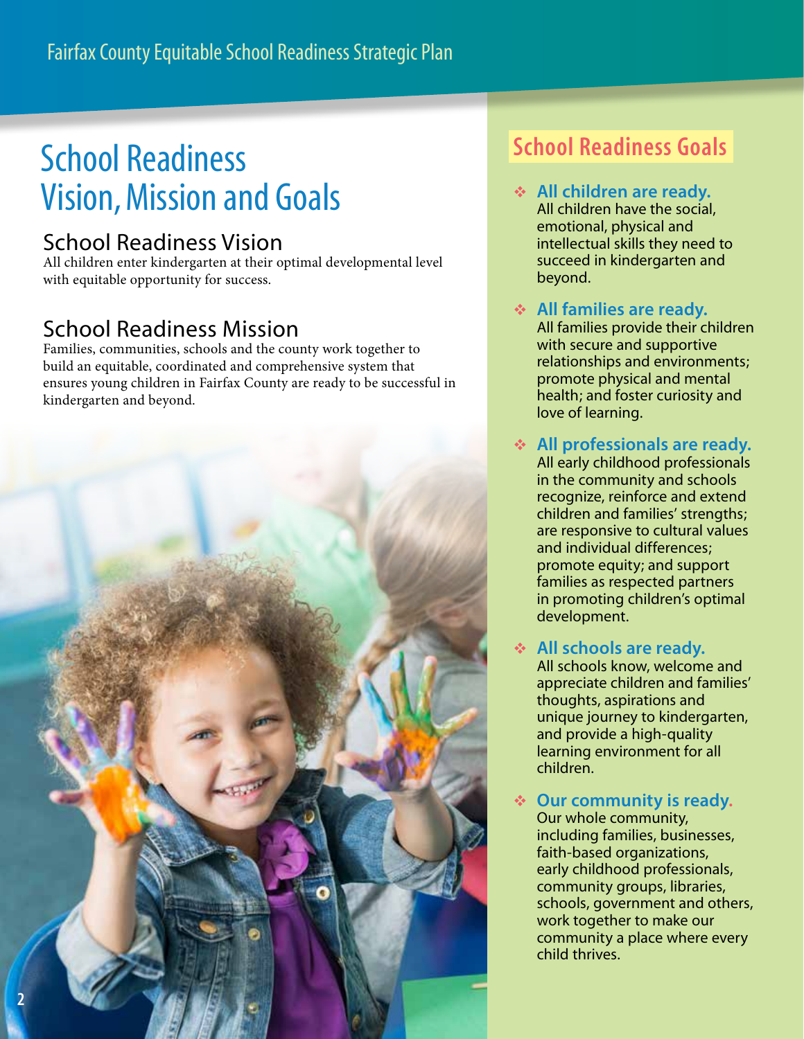# School Readiness Vision, Mission and Goals

## School Readiness Vision

All children enter kindergarten at their optimal developmental level with equitable opportunity for success.

## School Readiness Mission

Families, communities, schools and the county work together to build an equitable, coordinated and comprehensive system that ensures young children in Fairfax County are ready to be successful in kindergarten and beyond.

## School Readiness Goals

- **All children are ready.**
  All children have the social, emotional, physical and intellectual skills they need to succeed in kindergarten and beyond.

- **All families are ready.**
  All families provide their children with secure and supportive relationships and environments; promote physical and mental health; and foster curiosity and love of learning.

- **All professionals are ready.**
  All early childhood professionals in the community and schools recognize, reinforce and extend children and families' strengths; are responsive to cultural values and individual differences; promote equity; and support families as respected partners in promoting children's optimal development.

- **All schools are ready.**
  All schools know, welcome and appreciate children and families' thoughts, aspirations and unique journey to kindergarten, and provide a high-quality learning environment for all children.

- **Our community is ready.**
  Our whole community, including families, businesses, faith-based organizations, early childhood professionals, community groups, libraries, schools, government and others, work together to make our community a place where every child thrives.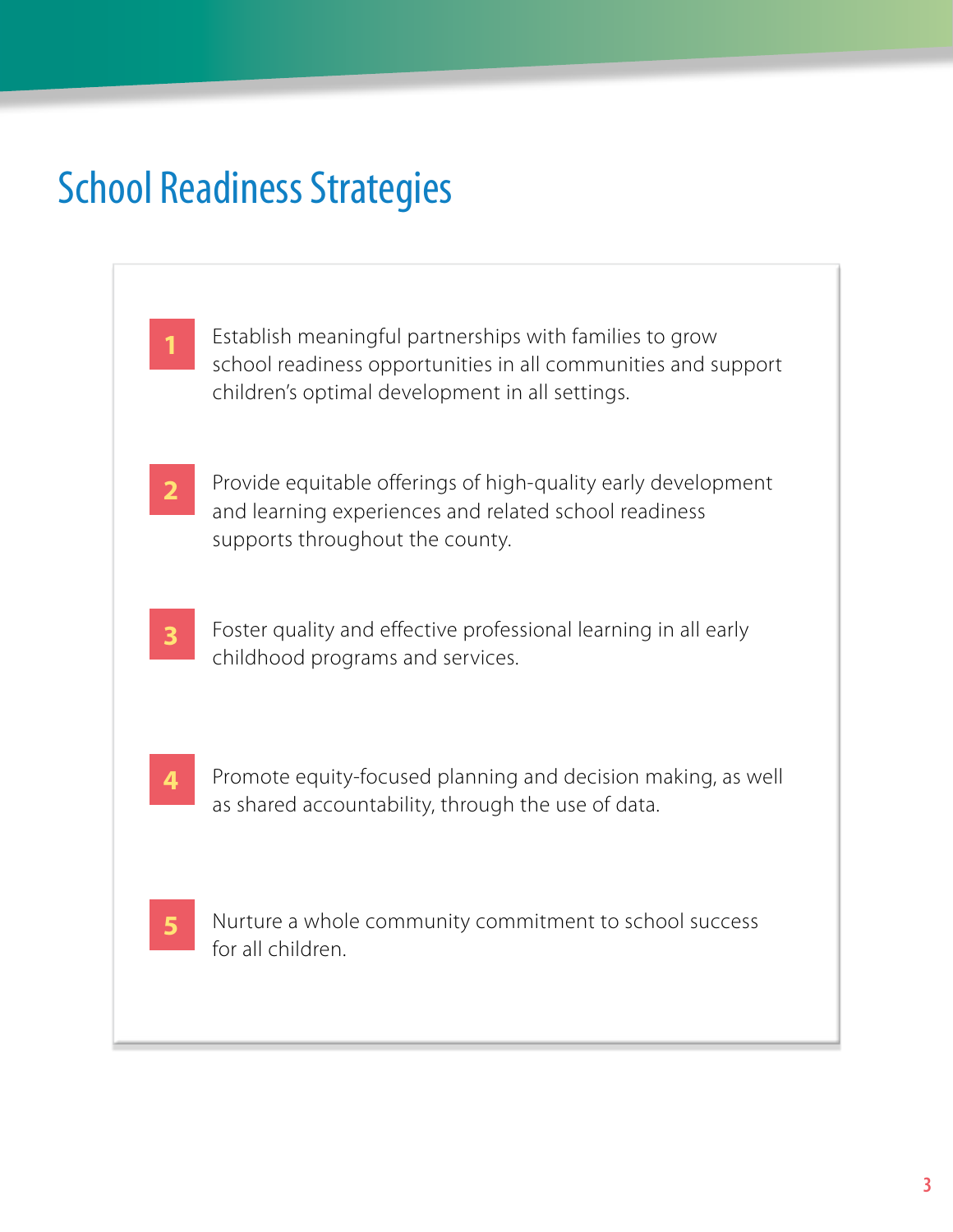# School Readiness Strategies

1. Establish meaningful partnerships with families to grow school readiness opportunities in all communities and support children's optimal development in all settings.

2. Provide equitable offerings of high-quality early development and learning experiences and related school readiness supports throughout the county.

3. Foster quality and effective professional learning in all early childhood programs and services.

4. Promote equity-focused planning and decision making, as well as shared accountability, through the use of data.

5. Nurture a whole community commitment to school success for all children.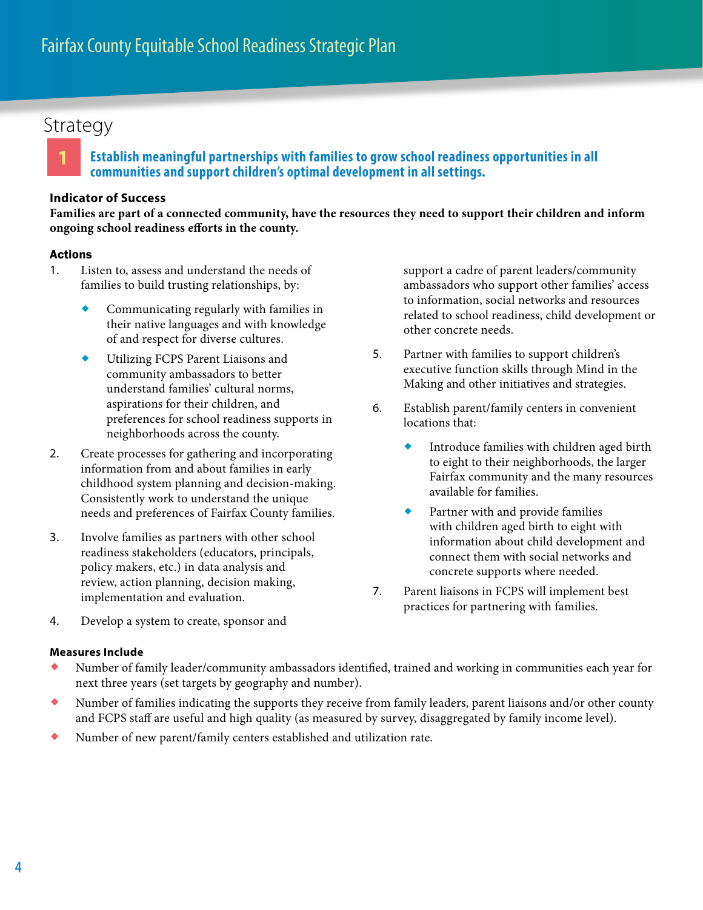## Strategy

### 1 Establish meaningful partnerships with families to grow school readiness opportunities in all communities and support children's optimal development in all settings.

**Indicator of Success**

**Families are part of a connected community, have the resources they need to support their children and inform ongoing school readiness efforts in the county.**

**Actions**

1. Listen to, assess and understand the needs of families to build trusting relationships, by:
   - Communicating regularly with families in their native languages and with knowledge of and respect for diverse cultures.
   - Utilizing FCPS Parent Liaisons and community ambassadors to better understand families' cultural norms, aspirations for their children, and preferences for school readiness supports in neighborhoods across the county.
2. Create processes for gathering and incorporating information from and about families in early childhood system planning and decision-making. Consistently work to understand the unique needs and preferences of Fairfax County families.
3. Involve families as partners with other school readiness stakeholders (educators, principals, policy makers, etc.) in data analysis and review, action planning, decision making, implementation and evaluation.
4. Develop a system to create, sponsor and support a cadre of parent leaders/community ambassadors who support other families' access to information, social networks and resources related to school readiness, child development or other concrete needs.
5. Partner with families to support children's executive function skills through Mind in the Making and other initiatives and strategies.
6. Establish parent/family centers in convenient locations that:
   - Introduce families with children aged birth to eight to their neighborhoods, the larger Fairfax community and the many resources available for families.
   - Partner with and provide families with children aged birth to eight with information about child development and connect them with social networks and concrete supports where needed.
7. Parent liaisons in FCPS will implement best practices for partnering with families.

**Measures Include**

- Number of family leader/community ambassadors identified, trained and working in communities each year for next three years (set targets by geography and number).
- Number of families indicating the supports they receive from family leaders, parent liaisons and/or other county and FCPS staff are useful and high quality (as measured by survey, disaggregated by family income level).
- Number of new parent/family centers established and utilization rate.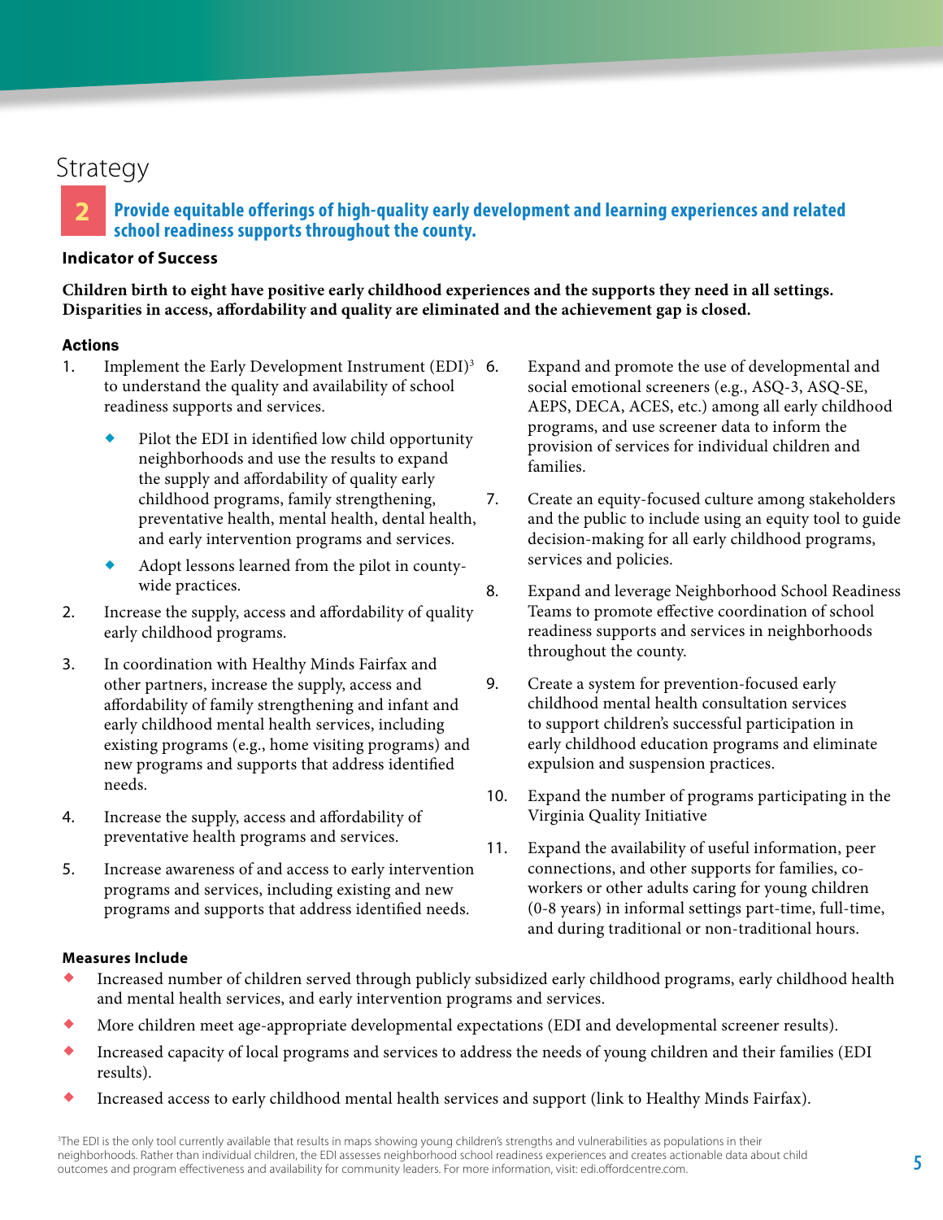## Strategy

### 2 Provide equitable offerings of high-quality early development and learning experiences and related school readiness supports throughout the county.

**Indicator of Success**

**Children birth to eight have positive early childhood experiences and the supports they need in all settings. Disparities in access, affordability and quality are eliminated and the achievement gap is closed.**

**Actions**

1. Implement the Early Development Instrument (EDI)[3] to understand the quality and availability of school readiness supports and services.
   - Pilot the EDI in identified low child opportunity neighborhoods and use the results to expand the supply and affordability of quality early childhood programs, family strengthening, preventative health, mental health, dental health, and early intervention programs and services.
   - Adopt lessons learned from the pilot in county-wide practices.
2. Increase the supply, access and affordability of quality early childhood programs.
3. In coordination with Healthy Minds Fairfax and other partners, increase the supply, access and affordability of family strengthening and infant and early childhood mental health services, including existing programs (e.g., home visiting programs) and new programs and supports that address identified needs.
4. Increase the supply, access and affordability of preventative health programs and services.
5. Increase awareness of and access to early intervention programs and services, including existing and new programs and supports that address identified needs.
6. Expand and promote the use of developmental and social emotional screeners (e.g., ASQ-3, ASQ-SE, AEPS, DECA, ACES, etc.) among all early childhood programs, and use screener data to inform the provision of services for individual children and families.
7. Create an equity-focused culture among stakeholders and the public to include using an equity tool to guide decision-making for all early childhood programs, services and policies.
8. Expand and leverage Neighborhood School Readiness Teams to promote effective coordination of school readiness supports and services in neighborhoods throughout the county.
9. Create a system for prevention-focused early childhood mental health consultation services to support children's successful participation in early childhood education programs and eliminate expulsion and suspension practices.
10. Expand the number of programs participating in the Virginia Quality Initiative
11. Expand the availability of useful information, peer connections, and other supports for families, co-workers or other adults caring for young children (0-8 years) in informal settings part-time, full-time, and during traditional or non-traditional hours.

**Measures Include**

- Increased number of children served through publicly subsidized early childhood programs, early childhood health and mental health services, and early intervention programs and services.
- More children meet age-appropriate developmental expectations (EDI and developmental screener results).
- Increased capacity of local programs and services to address the needs of young children and their families (EDI results).
- Increased access to early childhood mental health services and support (link to Healthy Minds Fairfax).

[3]The EDI is the only tool currently available that results in maps showing young children's strengths and vulnerabilities as populations in their neighborhoods. Rather than individual children, the EDI assesses neighborhood school readiness experiences and creates actionable data about child outcomes and program effectiveness and availability for community leaders. For more information, visit: edi.offordcentre.com.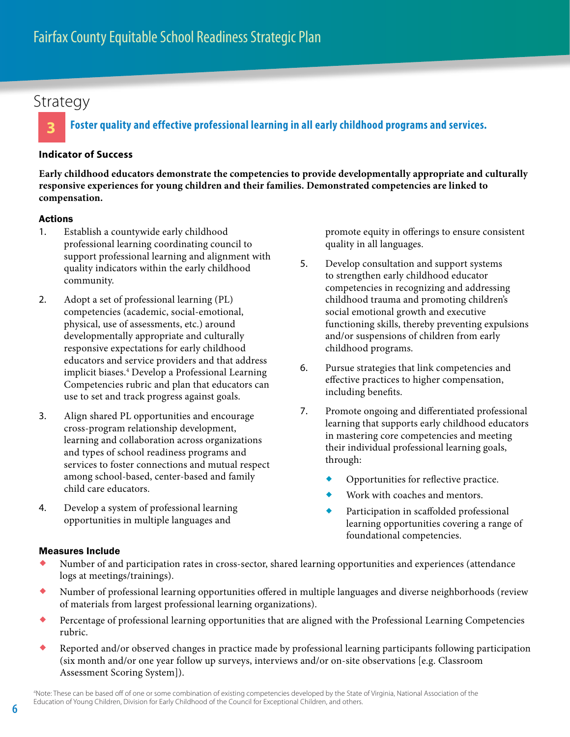## Strategy

### 3 Foster quality and effective professional learning in all early childhood programs and services.

**Indicator of Success**

**Early childhood educators demonstrate the competencies to provide developmentally appropriate and culturally responsive experiences for young children and their families. Demonstrated competencies are linked to compensation.**

**Actions**

1. Establish a countywide early childhood professional learning coordinating council to support professional learning and alignment with quality indicators within the early childhood community.
2. Adopt a set of professional learning (PL) competencies (academic, social-emotional, physical, use of assessments, etc.) around developmentally appropriate and culturally responsive expectations for early childhood educators and service providers and that address implicit biases.[4] Develop a Professional Learning Competencies rubric and plan that educators can use to set and track progress against goals.
3. Align shared PL opportunities and encourage cross-program relationship development, learning and collaboration across organizations and types of school readiness programs and services to foster connections and mutual respect among school-based, center-based and family child care educators.
4. Develop a system of professional learning opportunities in multiple languages and promote equity in offerings to ensure consistent quality in all languages.
5. Develop consultation and support systems to strengthen early childhood educator competencies in recognizing and addressing childhood trauma and promoting children's social emotional growth and executive functioning skills, thereby preventing expulsions and/or suspensions of children from early childhood programs.
6. Pursue strategies that link competencies and effective practices to higher compensation, including benefits.
7. Promote ongoing and differentiated professional learning that supports early childhood educators in mastering core competencies and meeting their individual professional learning goals, through:
   - Opportunities for reflective practice.
   - Work with coaches and mentors.
   - Participation in scaffolded professional learning opportunities covering a range of foundational competencies.

**Measures Include**

- Number of and participation rates in cross-sector, shared learning opportunities and experiences (attendance logs at meetings/trainings).
- Number of professional learning opportunities offered in multiple languages and diverse neighborhoods (review of materials from largest professional learning organizations).
- Percentage of professional learning opportunities that are aligned with the Professional Learning Competencies rubric.
- Reported and/or observed changes in practice made by professional learning participants following participation (six month and/or one year follow up surveys, interviews and/or on-site observations [e.g. Classroom Assessment Scoring System]).

[4]Note: These can be based off of one or some combination of existing competencies developed by the State of Virginia, National Association of the Education of Young Children, Division for Early Childhood of the Council for Exceptional Children, and others.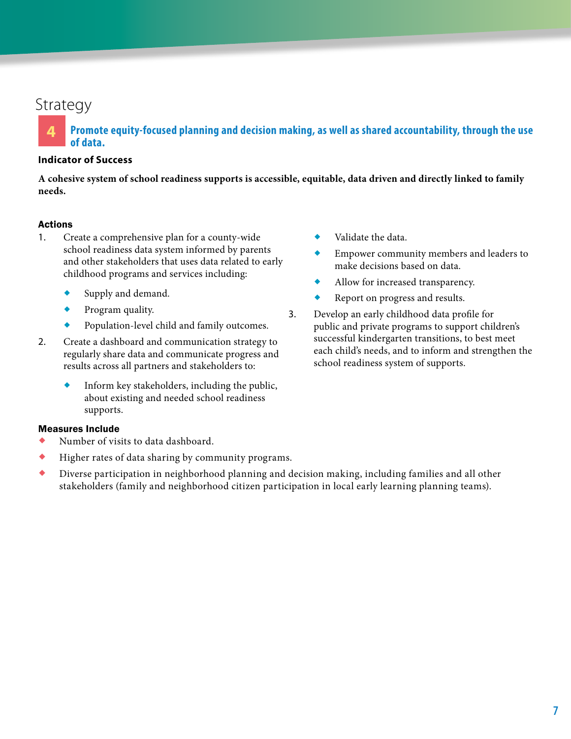# Strategy

## 4 Promote equity-focused planning and decision making, as well as shared accountability, through the use of data.

### Indicator of Success

**A cohesive system of school readiness supports is accessible, equitable, data driven and directly linked to family needs.**

### Actions

1. Create a comprehensive plan for a county-wide school readiness data system informed by parents and other stakeholders that uses data related to early childhood programs and services including:
   - Supply and demand.
   - Program quality.
   - Population-level child and family outcomes.
2. Create a dashboard and communication strategy to regularly share data and communicate progress and results across all partners and stakeholders to:
   - Inform key stakeholders, including the public, about existing and needed school readiness supports.
   - Validate the data.
   - Empower community members and leaders to make decisions based on data.
   - Allow for increased transparency.
   - Report on progress and results.
3. Develop an early childhood data profile for public and private programs to support children's successful kindergarten transitions, to best meet each child's needs, and to inform and strengthen the school readiness system of supports.

### Measures Include

- Number of visits to data dashboard.
- Higher rates of data sharing by community programs.
- Diverse participation in neighborhood planning and decision making, including families and all other stakeholders (family and neighborhood citizen participation in local early learning planning teams).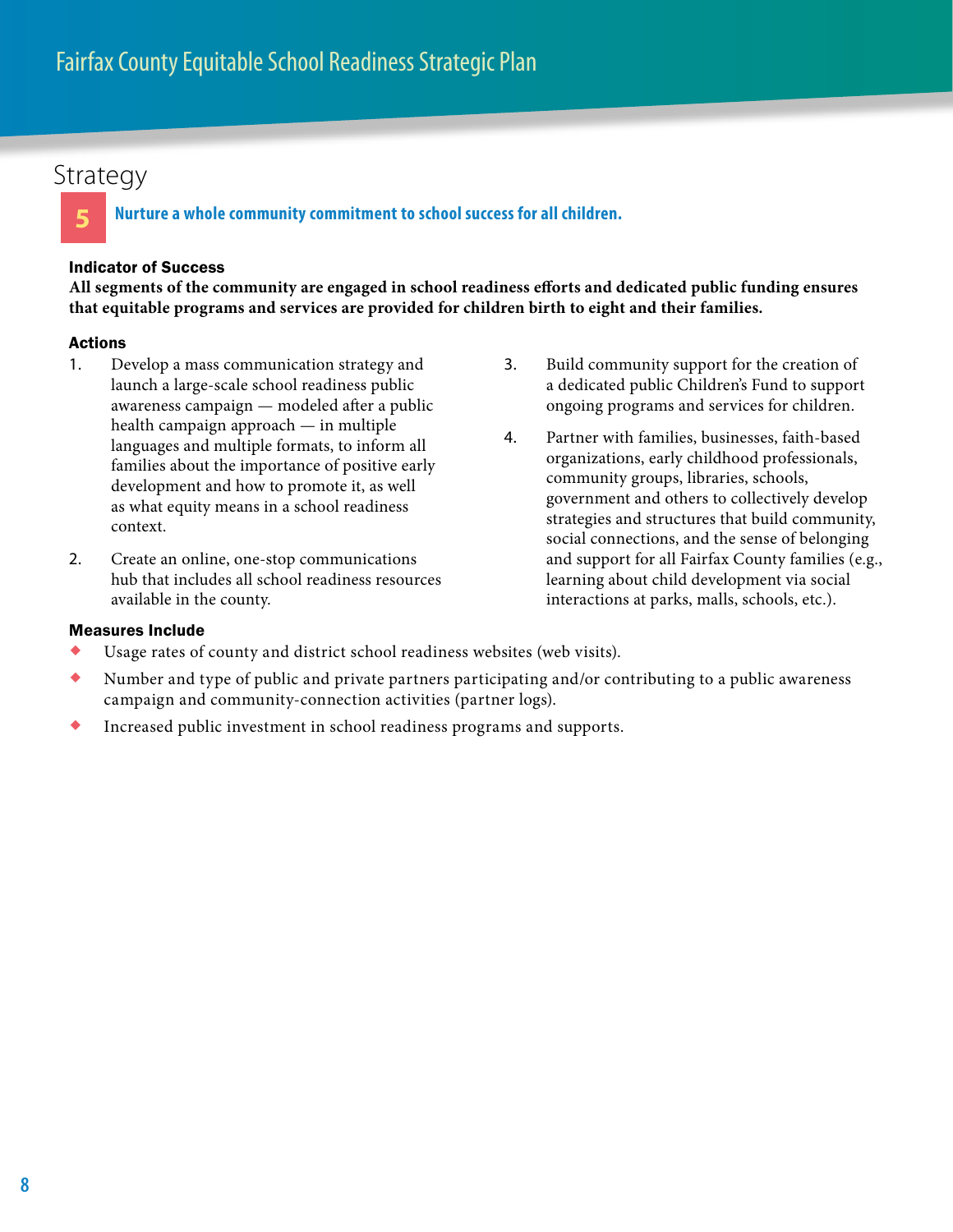## Strategy

### 5 Nurture a whole community commitment to school success for all children.

**Indicator of Success**

**All segments of the community are engaged in school readiness efforts and dedicated public funding ensures that equitable programs and services are provided for children birth to eight and their families.**

**Actions**

1. Develop a mass communication strategy and launch a large-scale school readiness public awareness campaign — modeled after a public health campaign approach — in multiple languages and multiple formats, to inform all families about the importance of positive early development and how to promote it, as well as what equity means in a school readiness context.
2. Create an online, one-stop communications hub that includes all school readiness resources available in the county.
3. Build community support for the creation of a dedicated public Children's Fund to support ongoing programs and services for children.
4. Partner with families, businesses, faith-based organizations, early childhood professionals, community groups, libraries, schools, government and others to collectively develop strategies and structures that build community, social connections, and the sense of belonging and support for all Fairfax County families (e.g., learning about child development via social interactions at parks, malls, schools, etc.).

**Measures Include**

- Usage rates of county and district school readiness websites (web visits).
- Number and type of public and private partners participating and/or contributing to a public awareness campaign and community-connection activities (partner logs).
- Increased public investment in school readiness programs and supports.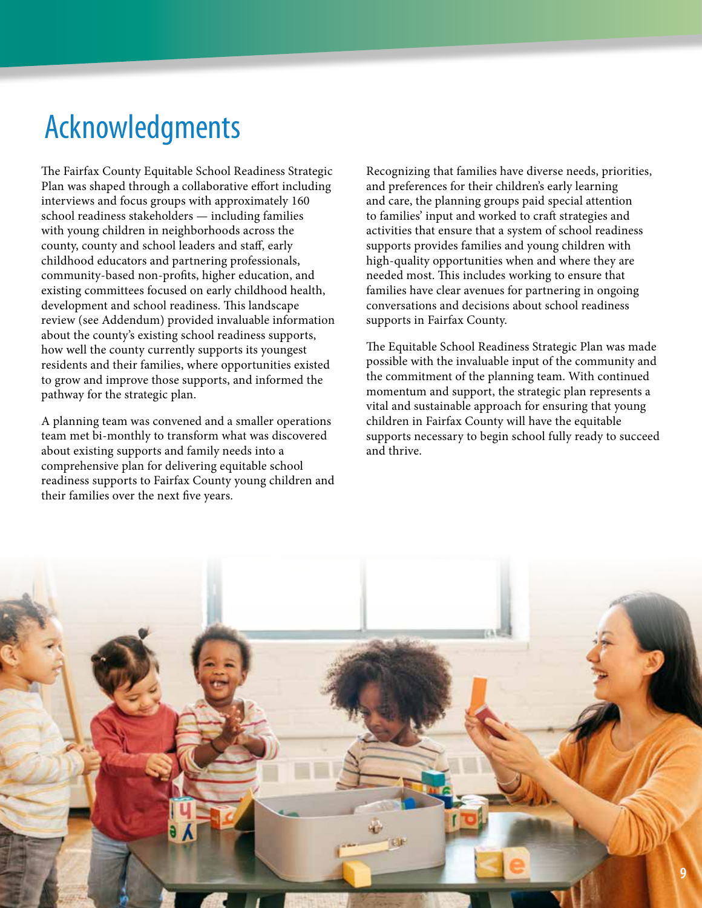# Acknowledgments

The Fairfax County Equitable School Readiness Strategic Plan was shaped through a collaborative effort including interviews and focus groups with approximately 160 school readiness stakeholders — including families with young children in neighborhoods across the county, county and school leaders and staff, early childhood educators and partnering professionals, community-based non-profits, higher education, and existing committees focused on early childhood health, development and school readiness. This landscape review (see Addendum) provided invaluable information about the county's existing school readiness supports, how well the county currently supports its youngest residents and their families, where opportunities existed to grow and improve those supports, and informed the pathway for the strategic plan.

A planning team was convened and a smaller operations team met bi-monthly to transform what was discovered about existing supports and family needs into a comprehensive plan for delivering equitable school readiness supports to Fairfax County young children and their families over the next five years.

Recognizing that families have diverse needs, priorities, and preferences for their children's early learning and care, the planning groups paid special attention to families' input and worked to craft strategies and activities that ensure that a system of school readiness supports provides families and young children with high-quality opportunities when and where they are needed most. This includes working to ensure that families have clear avenues for partnering in ongoing conversations and decisions about school readiness supports in Fairfax County.

The Equitable School Readiness Strategic Plan was made possible with the invaluable input of the community and the commitment of the planning team. With continued momentum and support, the strategic plan represents a vital and sustainable approach for ensuring that young children in Fairfax County will have the equitable supports necessary to begin school fully ready to succeed and thrive.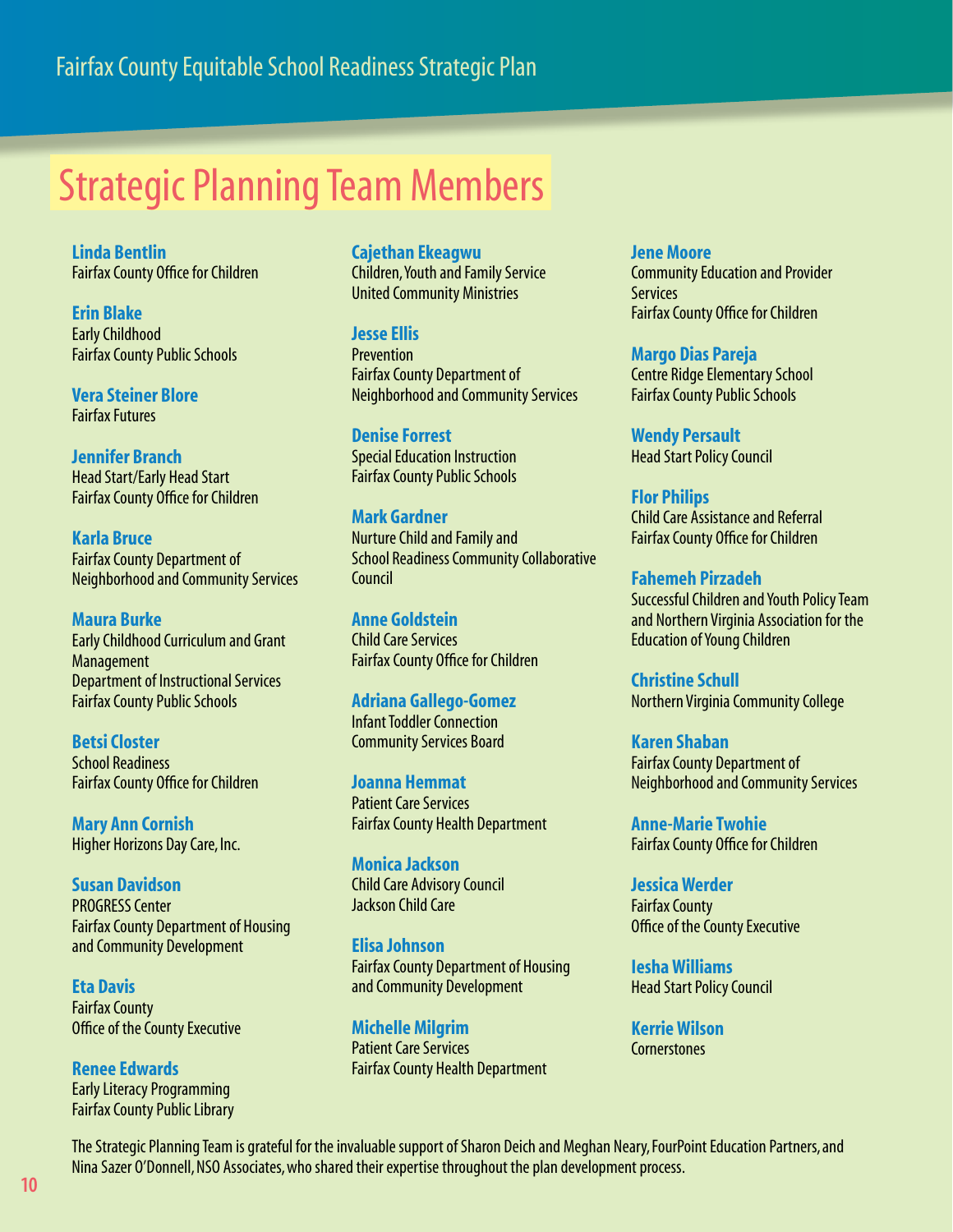## Strategic Planning Team Members

**Linda Bentlin**
Fairfax County Office for Children

**Erin Blake**
Early Childhood
Fairfax County Public Schools

**Vera Steiner Blore**
Fairfax Futures

**Jennifer Branch**
Head Start/Early Head Start
Fairfax County Office for Children

**Karla Bruce**
Fairfax County Department of
Neighborhood and Community Services

**Maura Burke**
Early Childhood Curriculum and Grant Management
Department of Instructional Services
Fairfax County Public Schools

**Betsi Closter**
School Readiness
Fairfax County Office for Children

**Mary Ann Cornish**
Higher Horizons Day Care, Inc.

**Susan Davidson**
PROGRESS Center
Fairfax County Department of Housing and Community Development

**Eta Davis**
Fairfax County
Office of the County Executive

**Renee Edwards**
Early Literacy Programming
Fairfax County Public Library

**Cajethan Ekeagwu**
Children, Youth and Family Service
United Community Ministries

**Jesse Ellis**
Prevention
Fairfax County Department of
Neighborhood and Community Services

**Denise Forrest**
Special Education Instruction
Fairfax County Public Schools

**Mark Gardner**
Nurture Child and Family and
School Readiness Community Collaborative Council

**Anne Goldstein**
Child Care Services
Fairfax County Office for Children

**Adriana Gallego-Gomez**
Infant Toddler Connection
Community Services Board

**Joanna Hemmat**
Patient Care Services
Fairfax County Health Department

**Monica Jackson**
Child Care Advisory Council
Jackson Child Care

**Elisa Johnson**
Fairfax County Department of Housing and Community Development

**Michelle Milgrim**
Patient Care Services
Fairfax County Health Department

**Jene Moore**
Community Education and Provider Services
Fairfax County Office for Children

**Margo Dias Pareja**
Centre Ridge Elementary School
Fairfax County Public Schools

**Wendy Persault**
Head Start Policy Council

**Flor Philips**
Child Care Assistance and Referral
Fairfax County Office for Children

**Fahemeh Pirzadeh**
Successful Children and Youth Policy Team and Northern Virginia Association for the Education of Young Children

**Christine Schull**
Northern Virginia Community College

**Karen Shaban**
Fairfax County Department of
Neighborhood and Community Services

**Anne-Marie Twohie**
Fairfax County Office for Children

**Jessica Werder**
Fairfax County
Office of the County Executive

**Iesha Williams**
Head Start Policy Council

**Kerrie Wilson**
Cornerstones

The Strategic Planning Team is grateful for the invaluable support of Sharon Deich and Meghan Neary, FourPoint Education Partners, and Nina Sazer O'Donnell, NSO Associates, who shared their expertise throughout the plan development process.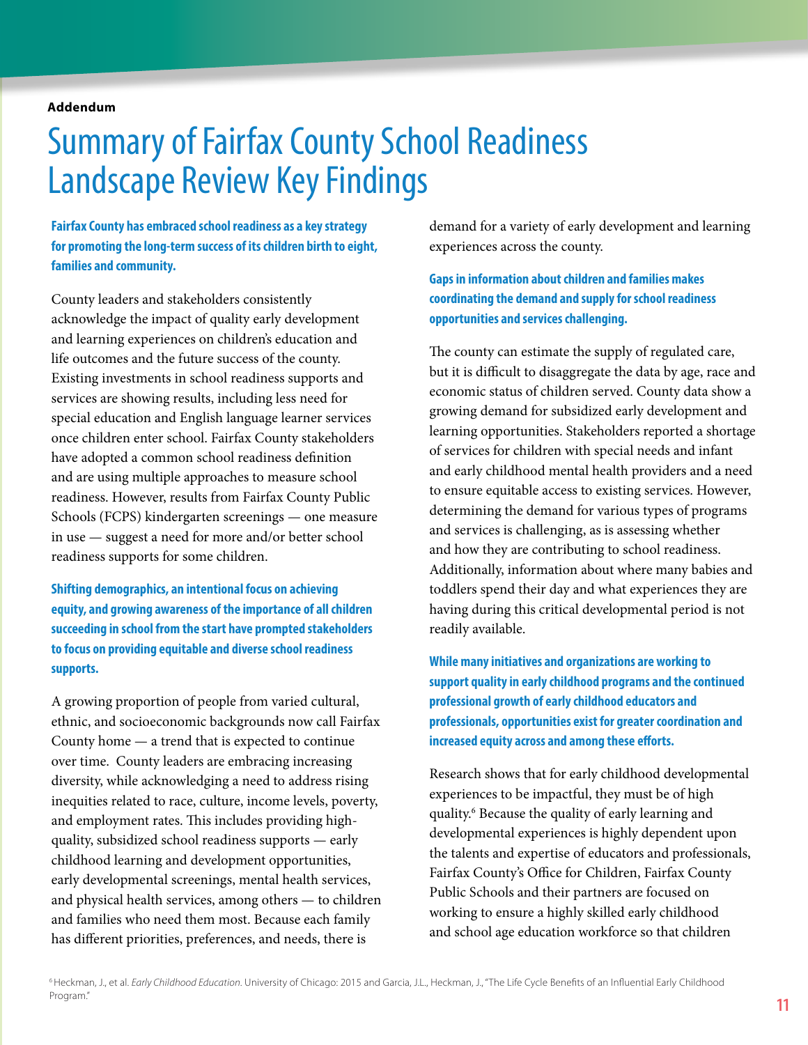**Addendum**

# Summary of Fairfax County School Readiness Landscape Review Key Findings

**Fairfax County has embraced school readiness as a key strategy for promoting the long-term success of its children birth to eight, families and community.**

County leaders and stakeholders consistently acknowledge the impact of quality early development and learning experiences on children's education and life outcomes and the future success of the county. Existing investments in school readiness supports and services are showing results, including less need for special education and English language learner services once children enter school. Fairfax County stakeholders have adopted a common school readiness definition and are using multiple approaches to measure school readiness. However, results from Fairfax County Public Schools (FCPS) kindergarten screenings — one measure in use — suggest a need for more and/or better school readiness supports for some children.

**Shifting demographics, an intentional focus on achieving equity, and growing awareness of the importance of all children succeeding in school from the start have prompted stakeholders to focus on providing equitable and diverse school readiness supports.**

A growing proportion of people from varied cultural, ethnic, and socioeconomic backgrounds now call Fairfax County home — a trend that is expected to continue over time. County leaders are embracing increasing diversity, while acknowledging a need to address rising inequities related to race, culture, income levels, poverty, and employment rates. This includes providing high-quality, subsidized school readiness supports — early childhood learning and development opportunities, early developmental screenings, mental health services, and physical health services, among others — to children and families who need them most. Because each family has different priorities, preferences, and needs, there is demand for a variety of early development and learning experiences across the county.

**Gaps in information about children and families makes coordinating the demand and supply for school readiness opportunities and services challenging.**

The county can estimate the supply of regulated care, but it is difficult to disaggregate the data by age, race and economic status of children served. County data show a growing demand for subsidized early development and learning opportunities. Stakeholders reported a shortage of services for children with special needs and infant and early childhood mental health providers and a need to ensure equitable access to existing services. However, determining the demand for various types of programs and services is challenging, as is assessing whether and how they are contributing to school readiness. Additionally, information about where many babies and toddlers spend their day and what experiences they are having during this critical developmental period is not readily available.

**While many initiatives and organizations are working to support quality in early childhood programs and the continued professional growth of early childhood educators and professionals, opportunities exist for greater coordination and increased equity across and among these efforts.**

Research shows that for early childhood developmental experiences to be impactful, they must be of high quality.[6] Because the quality of early learning and developmental experiences is highly dependent upon the talents and expertise of educators and professionals, Fairfax County's Office for Children, Fairfax County Public Schools and their partners are focused on working to ensure a highly skilled early childhood and school age education workforce so that children

[6] Heckman, J., et al. *Early Childhood Education*. University of Chicago: 2015 and Garcia, J.L., Heckman, J., "The Life Cycle Benefits of an Influential Early Childhood Program."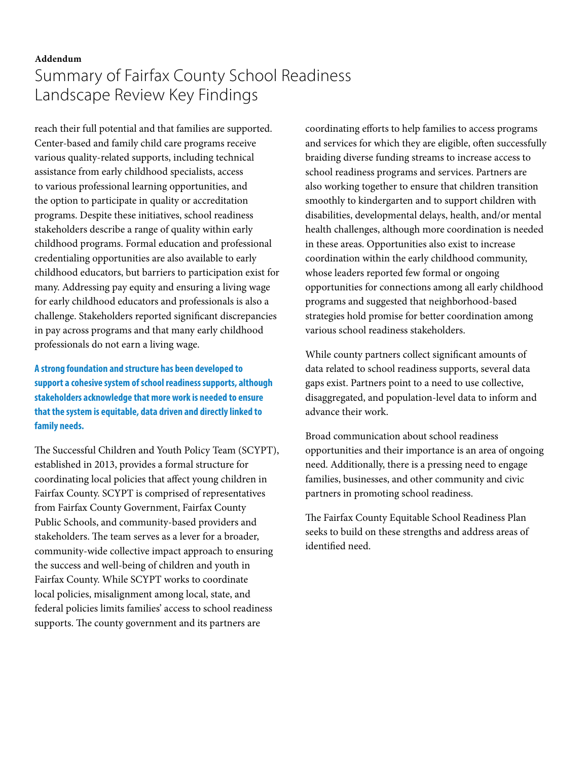**Addendum**

# Summary of Fairfax County School Readiness Landscape Review Key Findings

reach their full potential and that families are supported. Center-based and family child care programs receive various quality-related supports, including technical assistance from early childhood specialists, access to various professional learning opportunities, and the option to participate in quality or accreditation programs. Despite these initiatives, school readiness stakeholders describe a range of quality within early childhood programs. Formal education and professional credentialing opportunities are also available to early childhood educators, but barriers to participation exist for many. Addressing pay equity and ensuring a living wage for early childhood educators and professionals is also a challenge. Stakeholders reported significant discrepancies in pay across programs and that many early childhood professionals do not earn a living wage.

**A strong foundation and structure has been developed to support a cohesive system of school readiness supports, although stakeholders acknowledge that more work is needed to ensure that the system is equitable, data driven and directly linked to family needs.**

The Successful Children and Youth Policy Team (SCYPT), established in 2013, provides a formal structure for coordinating local policies that affect young children in Fairfax County. SCYPT is comprised of representatives from Fairfax County Government, Fairfax County Public Schools, and community-based providers and stakeholders. The team serves as a lever for a broader, community-wide collective impact approach to ensuring the success and well-being of children and youth in Fairfax County. While SCYPT works to coordinate local policies, misalignment among local, state, and federal policies limits families' access to school readiness supports. The county government and its partners are coordinating efforts to help families to access programs and services for which they are eligible, often successfully braiding diverse funding streams to increase access to school readiness programs and services. Partners are also working together to ensure that children transition smoothly to kindergarten and to support children with disabilities, developmental delays, health, and/or mental health challenges, although more coordination is needed in these areas. Opportunities also exist to increase coordination within the early childhood community, whose leaders reported few formal or ongoing opportunities for connections among all early childhood programs and suggested that neighborhood-based strategies hold promise for better coordination among various school readiness stakeholders.

While county partners collect significant amounts of data related to school readiness supports, several data gaps exist. Partners point to a need to use collective, disaggregated, and population-level data to inform and advance their work.

Broad communication about school readiness opportunities and their importance is an area of ongoing need. Additionally, there is a pressing need to engage families, businesses, and other community and civic partners in promoting school readiness.

The Fairfax County Equitable School Readiness Plan seeks to build on these strengths and address areas of identified need.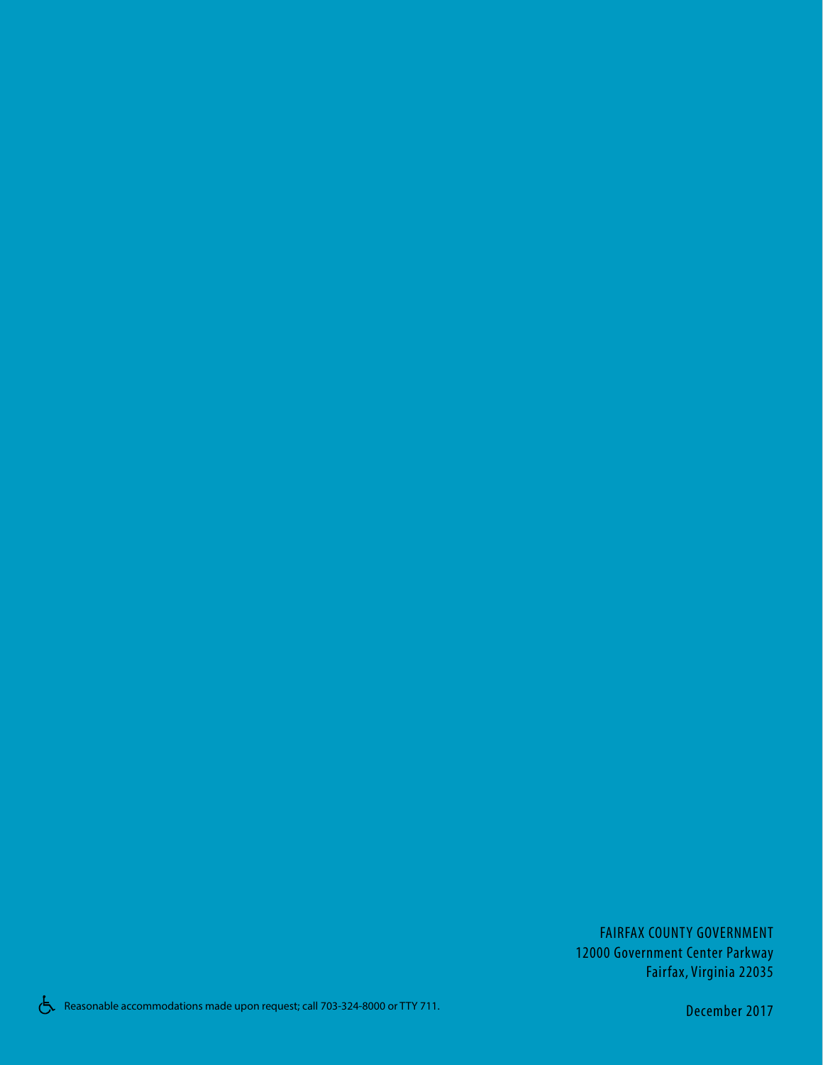FAIRFAX COUNTY GOVERNMENT
12000 Government Center Parkway
Fairfax, Virginia 22035

Reasonable accommodations made upon request; call 703-324-8000 or TTY 711.

December 2017